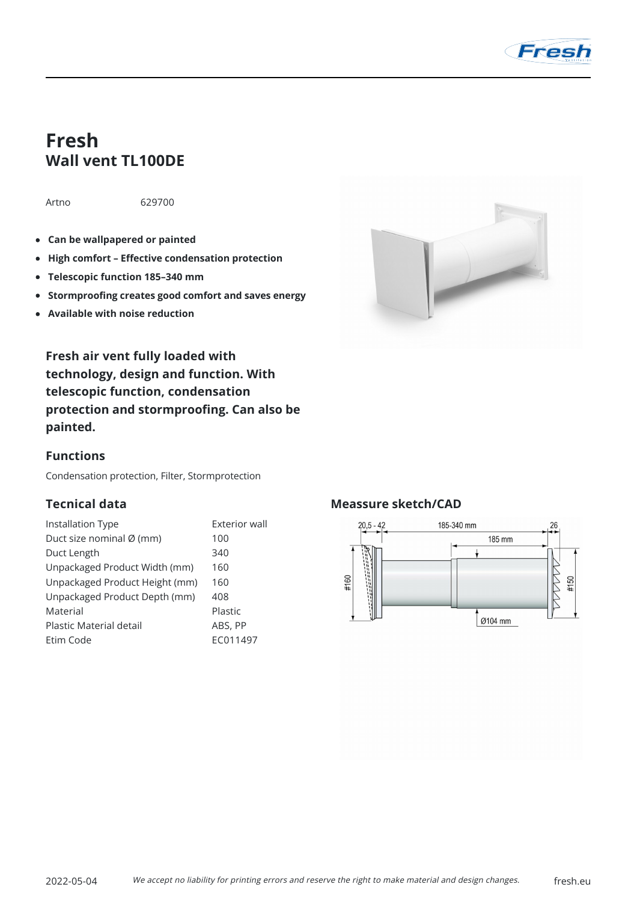# Fresh

## Wall vent TL100DE

Artno 629700

- **Can be wallpapered or painted**
- **High comfort – Effective condensation protection**
- **Telescopic function 185–340 mm**
- **Stormproofing creates good comfort and saves energy**
- **Available with noise reduction**

**Fresh air vent fully loaded with technology, design and function. With telescopic function, condensation protection and stormproofing. Can also be painted.**

### Functions

Condensation protection, Filter, Stormprotection

### Tecnical data

| | |
|---|---|
| Installation Type | Exterior wall |
| Duct size nominal Ø (mm) | 100 |
| Duct Length | 340 |
| Unpackaged Product Width (mm) | 160 |
| Unpackaged Product Height (mm) | 160 |
| Unpackaged Product Depth (mm) | 408 |
| Material | Plastic |
| Plastic Material detail | ABS, PP |
| Etim Code | EC011497 |

### Meassure sketch/CAD

*We accept no liability for printing errors and reserve the right to make material and design changes.*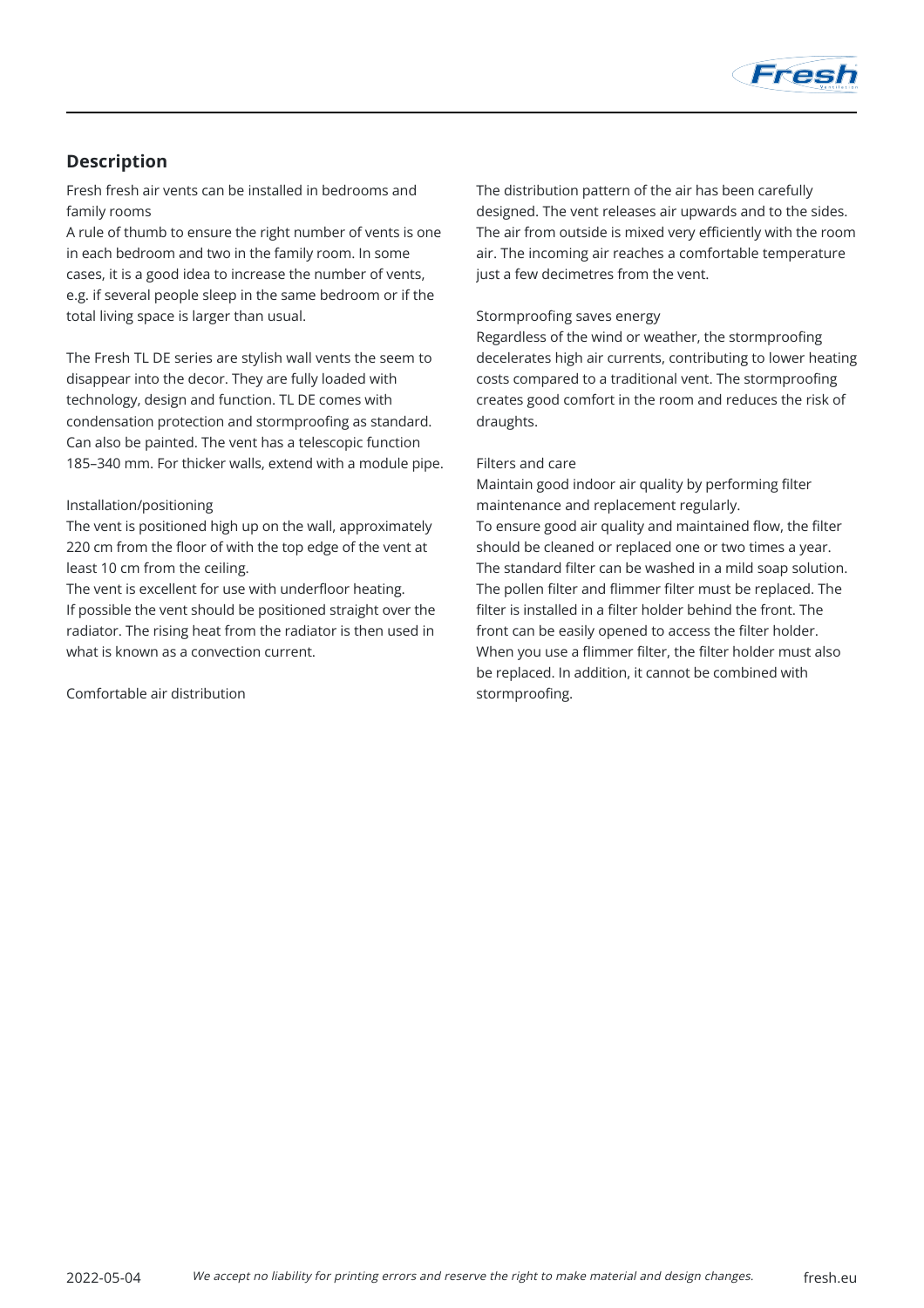## Description

Fresh fresh air vents can be installed in bedrooms and family rooms
A rule of thumb to ensure the right number of vents is one in each bedroom and two in the family room. In some cases, it is a good idea to increase the number of vents, e.g. if several people sleep in the same bedroom or if the total living space is larger than usual.

The Fresh TL DE series are stylish wall vents the seem to disappear into the decor. They are fully loaded with technology, design and function. TL DE comes with condensation protection and stormproofing as standard. Can also be painted. The vent has a telescopic function 185–340 mm. For thicker walls, extend with a module pipe.

Installation/positioning
The vent is positioned high up on the wall, approximately 220 cm from the floor of with the top edge of the vent at least 10 cm from the ceiling.
The vent is excellent for use with underfloor heating. If possible the vent should be positioned straight over the radiator. The rising heat from the radiator is then used in what is known as a convection current.

Comfortable air distribution
The distribution pattern of the air has been carefully designed. The vent releases air upwards and to the sides. The air from outside is mixed very efficiently with the room air. The incoming air reaches a comfortable temperature just a few decimetres from the vent.

Stormproofing saves energy
Regardless of the wind or weather, the stormproofing decelerates high air currents, contributing to lower heating costs compared to a traditional vent. The stormproofing creates good comfort in the room and reduces the risk of draughts.

Filters and care
Maintain good indoor air quality by performing filter maintenance and replacement regularly.
To ensure good air quality and maintained flow, the filter should be cleaned or replaced one or two times a year. The standard filter can be washed in a mild soap solution. The pollen filter and flimmer filter must be replaced. The filter is installed in a filter holder behind the front. The front can be easily opened to access the filter holder. When you use a flimmer filter, the filter holder must also be replaced. In addition, it cannot be combined with stormproofing.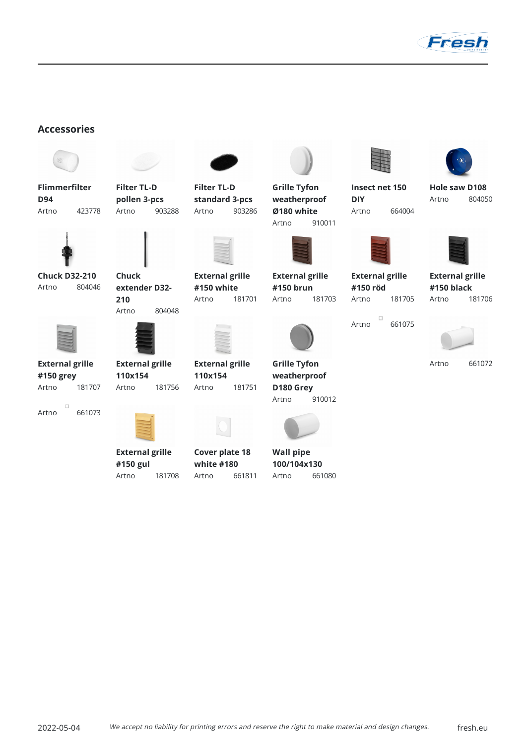## Accessories

**Flimmerfilter D94**
Artno 423778

**Filter TL-D pollen 3-pcs**
Artno 903288

**Filter TL-D standard 3-pcs**
Artno 903286

**Grille Tyfon weatherproof Ø180 white**
Artno 910011

**Insect net 150 DIY**
Artno 664004

**Hole saw D108**
Artno 804050

**Chuck D32-210**
Artno 804046

**Chuck extender D32-210**
Artno 804048

**External grille #150 white**
Artno 181701

**External grille #150 brun**
Artno 181703

**External grille #150 röd**
Artno 181705

**External grille #150 black**
Artno 181706

Artno 661075

**External grille #150 grey**
Artno 181707

**External grille 110x154**
Artno 181756

**External grille 110x154**
Artno 181751

**Grille Tyfon weatherproof D180 Grey**
Artno 910012

Artno 661072

Artno 661073

**External grille #150 gul**
Artno 181708

**Cover plate 18 white #180**
Artno 661811

**Wall pipe 100/104x130**
Artno 661080

2022-05-04 *We accept no liability for printing errors and reserve the right to make material and design changes.* fresh.eu